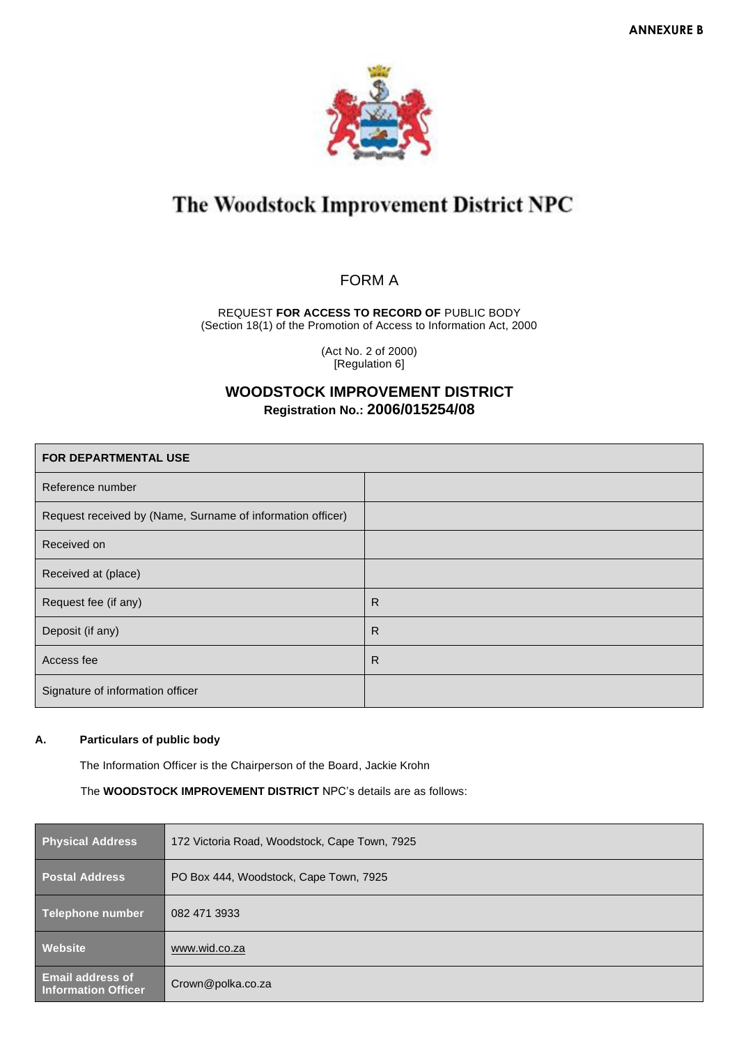**ANNEXURE B**

# The Woodstock Improvement District NPC

## FORM A

REQUEST **FOR ACCESS TO RECORD OF** PUBLIC BODY
(Section 18(1) of the Promotion of Access to Information Act, 2000

(Act No. 2 of 2000)
[Regulation 6]

### WOODSTOCK IMPROVEMENT DISTRICT
**Registration No.: 2006/015254/08**

| **FOR DEPARTMENTAL USE** | |
|---|---|
| Reference number | |
| Request received by (Name, Surname of information officer) | |
| Received on | |
| Received at (place) | |
| Request fee (if any) | R |
| Deposit (if any) | R |
| Access fee | R |
| Signature of information officer | |

**A. Particulars of public body**

The Information Officer is the Chairperson of the Board, Jackie Krohn

The **WOODSTOCK IMPROVEMENT DISTRICT** NPC's details are as follows:

| | |
|---|---|
| **Physical Address** | 172 Victoria Road, Woodstock, Cape Town, 7925 |
| **Postal Address** | PO Box 444, Woodstock, Cape Town, 7925 |
| **Telephone number** | 082 471 3933 |
| **Website** | www.wid.co.za |
| **Email address of Information Officer** | Crown@polka.co.za |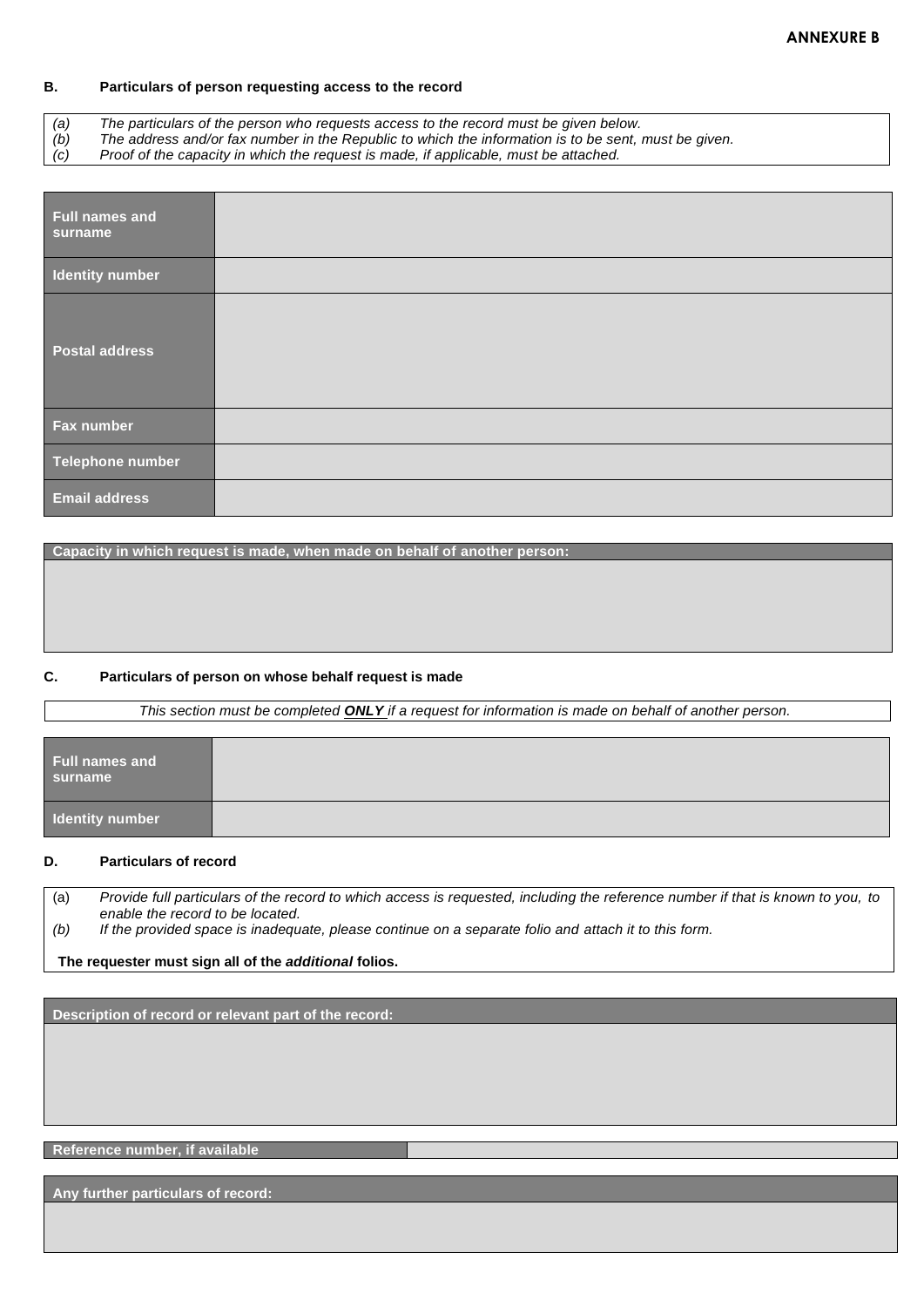**ANNEXURE B**

**B. Particulars of person requesting access to the record**

*(a) The particulars of the person who requests access to the record must be given below.*
*(b) The address and/or fax number in the Republic to which the information is to be sent, must be given.*
*(c) Proof of the capacity in which the request is made, if applicable, must be attached.*

| | |
|---|---|
| **Full names and surname** | |
| **Identity number** | |
| **Postal address** | |
| **Fax number** | |
| **Telephone number** | |
| **Email address** | |

| **Capacity in which request is made, when made on behalf of another person:** |
|---|
| |

**C. Particulars of person on whose behalf request is made**

*This section must be completed **ONLY** if a request for information is made on behalf of another person.*

| | |
|---|---|
| **Full names and surname** | |
| **Identity number** | |

**D. Particulars of record**

(a) *Provide full particulars of the record to which access is requested, including the reference number if that is known to you, to enable the record to be located.*
*(b) If the provided space is inadequate, please continue on a separate folio and attach it to this form.*

**The requester must sign all of the *additional* folios.**

| **Description of record or relevant part of the record:** |
|---|
| |

| **Reference number, if available** | |
|---|---|

| **Any further particulars of record:** |
|---|
| |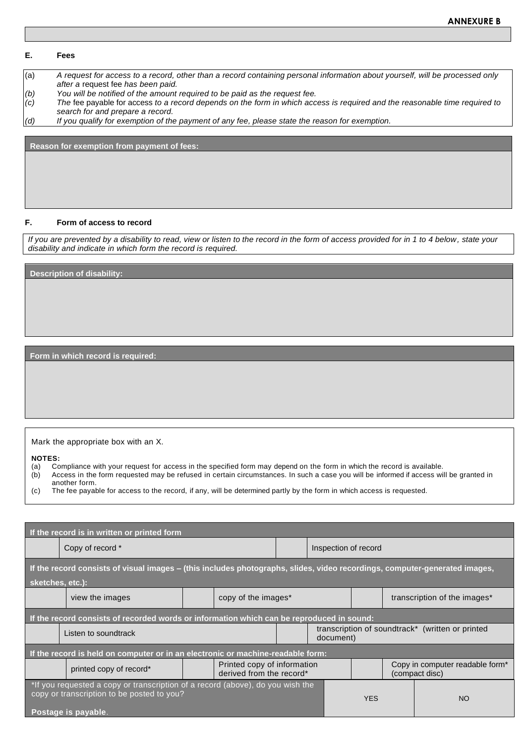**ANNEXURE B**

## E. Fees

(a) *A request for access to a record, other than a record containing personal information about yourself, will be processed only after a* request fee *has been paid.*
(b) *You will be notified of the amount required to be paid as the request fee.*
(c) *The* fee payable for access *to a record depends on the form in which access is required and the reasonable time required to search for and prepare a record.*
(d) *If you qualify for exemption of the payment of any fee, please state the reason for exemption.*

| **Reason for exemption from payment of fees:** |
|---|
| |

## F. Form of access to record

*If you are prevented by a disability to read, view or listen to the record in the form of access provided for in 1 to 4 below, state your disability and indicate in which form the record is required.*

| **Description of disability:** |
|---|
| |

| **Form in which record is required:** |
|---|
| |

Mark the appropriate box with an X.

**NOTES:**
(a) Compliance with your request for access in the specified form may depend on the form in which the record is available.
(b) Access in the form requested may be refused in certain circumstances. In such a case you will be informed if access will be granted in another form.
(c) The fee payable for access to the record, if any, will be determined partly by the form in which access is requested.

| **If the record is in written or printed form** | | | | | |
|---|---|---|---|---|---|
| | Copy of record * | | Inspection of record | | |
| **If the record consists of visual images – (this includes photographs, slides, video recordings, computer-generated images, sketches, etc.):** | | | | | |
| | view the images | | copy of the images* | | transcription of the images* |
| **If the record consists of recorded words or information which can be reproduced in sound:** | | | | | |
| | Listen to soundtrack | | transcription of soundtrack* (written or printed document) | | |
| **If the record is held on computer or in an electronic or machine-readable form:** | | | | | |
| | printed copy of record* | | Printed copy of information derived from the record* | | Copy in computer readable form* (compact disc) |

| *If you requested a copy or transcription of a record (above), do you wish the copy or transcription to be posted to you? **Postage is payable**. | YES | NO |
|---|---|---|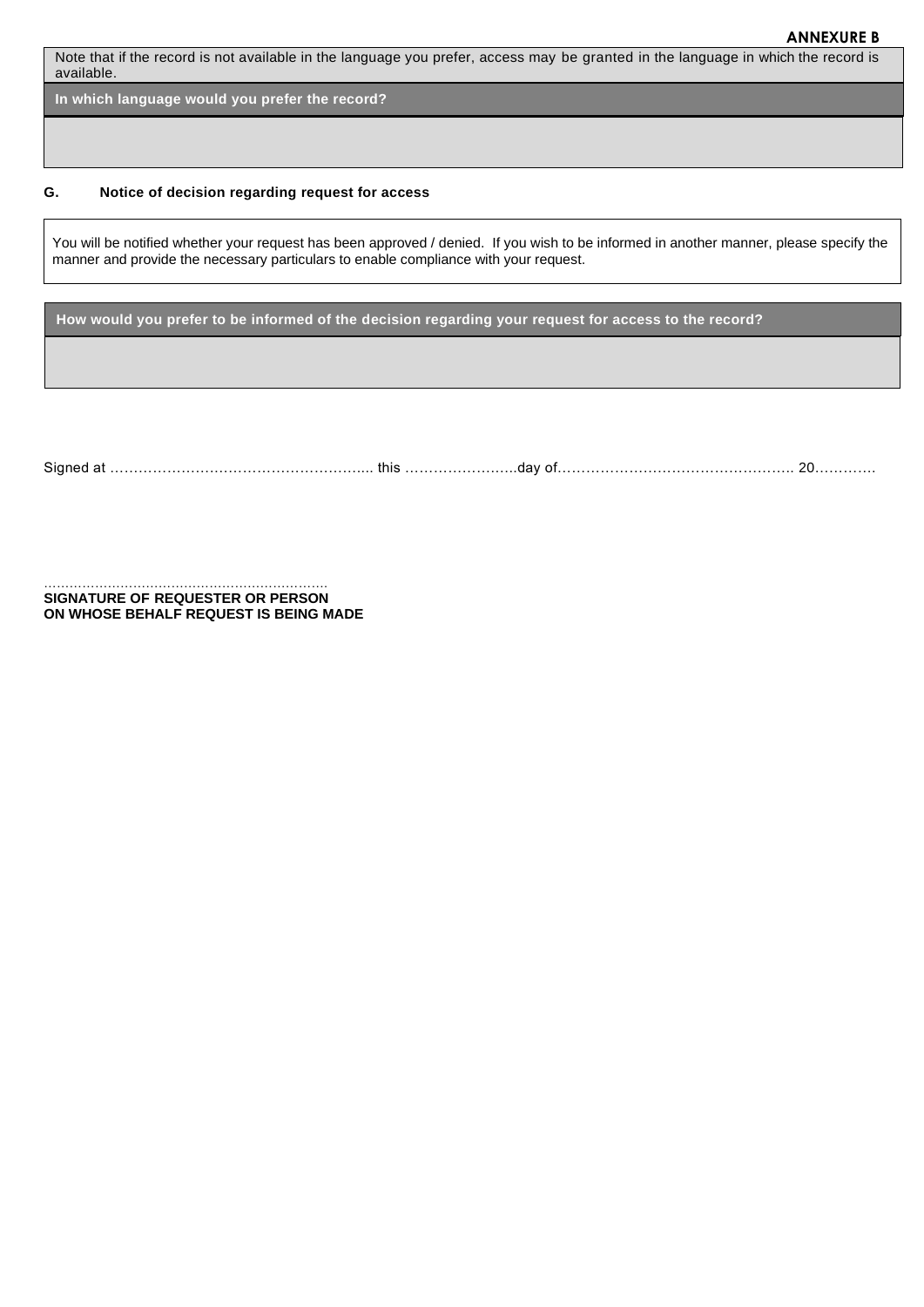**ANNEXURE B**

Note that if the record is not available in the language you prefer, access may be granted in the language in which the record is available.

**In which language would you prefer the record?**

## G. Notice of decision regarding request for access

You will be notified whether your request has been approved / denied. If you wish to be informed in another manner, please specify the manner and provide the necessary particulars to enable compliance with your request.

**How would you prefer to be informed of the decision regarding your request for access to the record?**

Signed at ……………………………………………….. this ……………………day of………………………………………….. 20…………

…………………………………………………………

**SIGNATURE OF REQUESTER OR PERSON ON WHOSE BEHALF REQUEST IS BEING MADE**